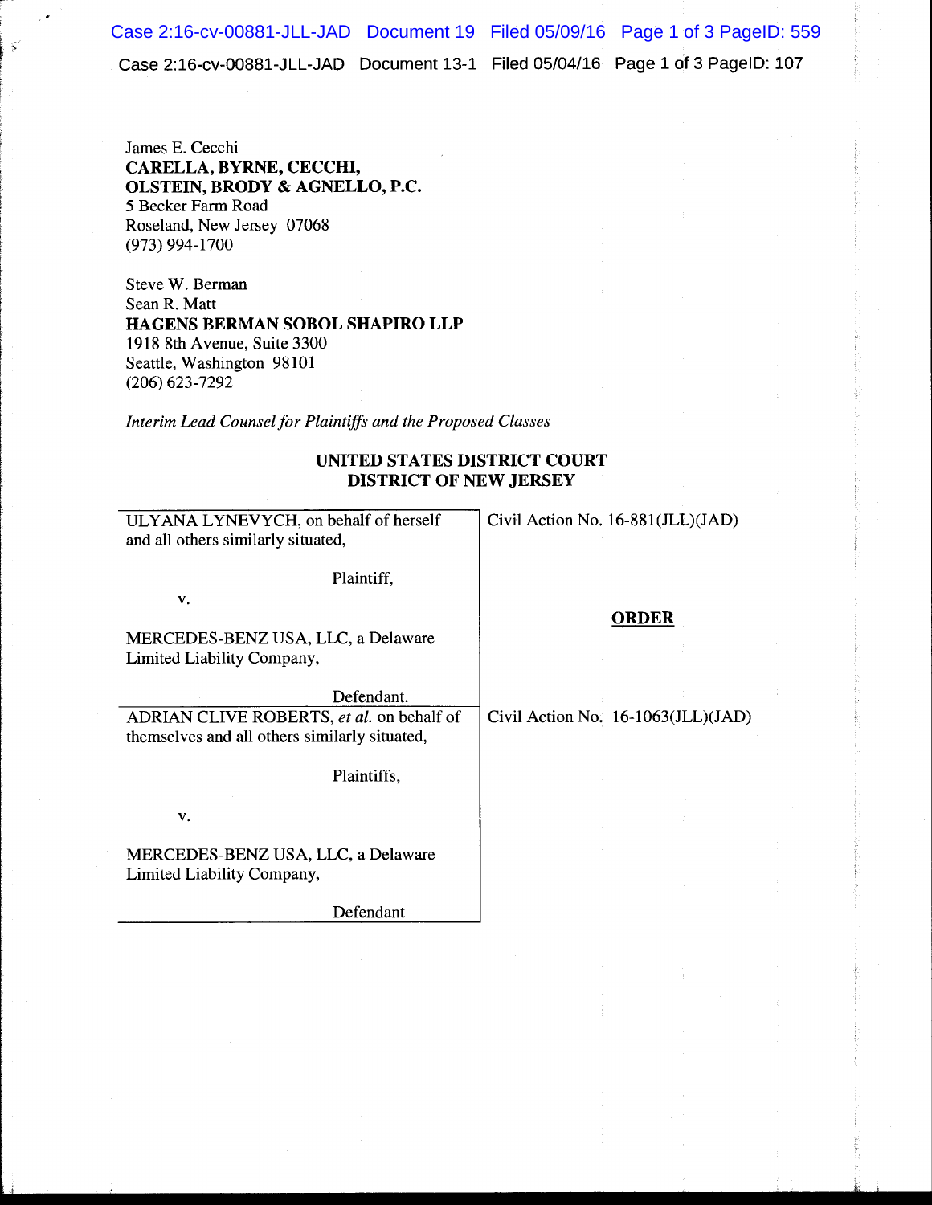James E. Cecchi
**CARELLA, BYRNE, CECCHI, OLSTEIN, BRODY & AGNELLO, P.C.**
5 Becker Farm Road
Roseland, New Jersey 07068
(973) 994-1700

Steve W. Berman
Sean R. Matt
**HAGENS BERMAN SOBOL SHAPIRO LLP**
1918 8th Avenue, Suite 3300
Seattle, Washington 98101
(206) 623-7292

*Interim Lead Counsel for Plaintiffs and the Proposed Classes*

**UNITED STATES DISTRICT COURT**
**DISTRICT OF NEW JERSEY**

| | |
|---|---|
| ULYANA LYNEVYCH, on behalf of herself and all others similarly situated,<br><br>Plaintiff,<br><br>v.<br><br>MERCEDES-BENZ USA, LLC, a Delaware Limited Liability Company,<br><br>Defendant. | Civil Action No. 16-881(JLL)(JAD)<br><br>**ORDER** |
| ADRIAN CLIVE ROBERTS, *et al.* on behalf of themselves and all others similarly situated,<br><br>Plaintiffs,<br><br>v.<br><br>MERCEDES-BENZ USA, LLC, a Delaware Limited Liability Company,<br><br>Defendant | Civil Action No. 16-1063(JLL)(JAD) |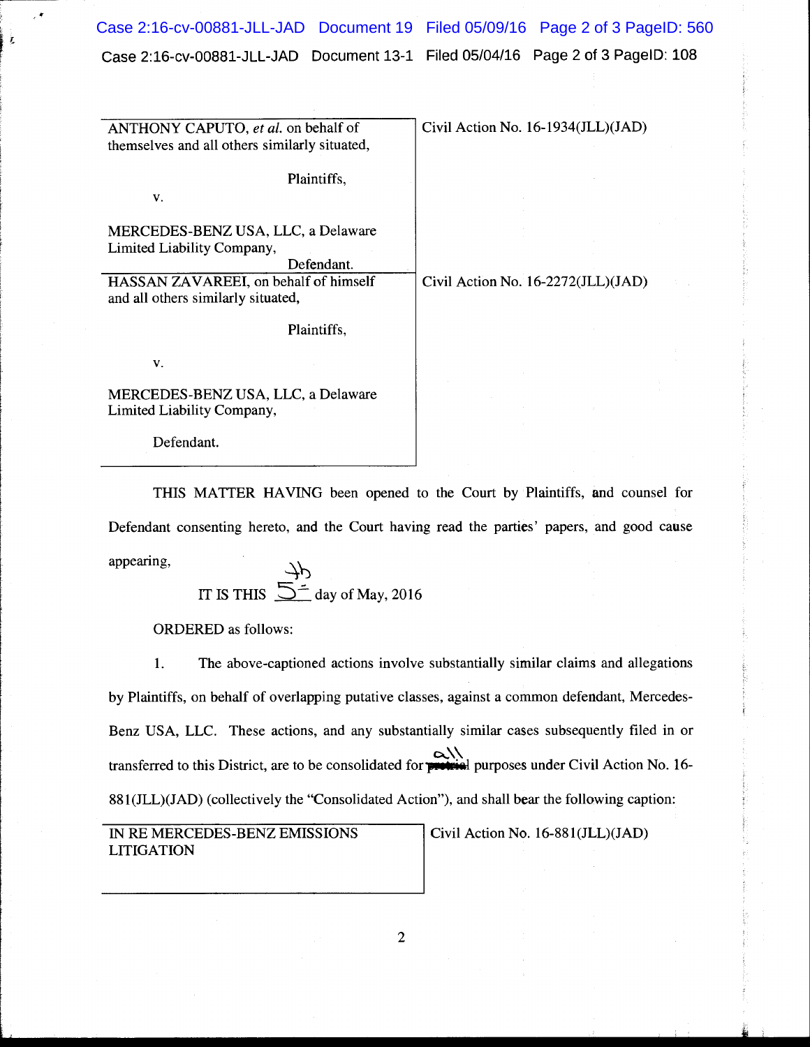| | |
|---|---|
| ANTHONY CAPUTO, *et al.* on behalf of themselves and all others similarly situated,<br><br>Plaintiffs,<br><br>v.<br><br>MERCEDES-BENZ USA, LLC, a Delaware Limited Liability Company,<br><br>Defendant. | Civil Action No. 16-1934(JLL)(JAD) |
| HASSAN ZAVAREEI, on behalf of himself and all others similarly situated,<br><br>Plaintiffs,<br><br>v.<br><br>MERCEDES-BENZ USA, LLC, a Delaware Limited Liability Company,<br><br>Defendant. | Civil Action No. 16-2272(JLL)(JAD) |

THIS MATTER HAVING been opened to the Court by Plaintiffs, and counsel for Defendant consenting hereto, and the Court having read the parties' papers, and good cause appearing,

IT IS THIS 5th day of May, 2016

ORDERED as follows:

1. The above-captioned actions involve substantially similar claims and allegations by Plaintiffs, on behalf of overlapping putative classes, against a common defendant, Mercedes-Benz USA, LLC. These actions, and any substantially similar cases subsequently filed in or transferred to this District, are to be consolidated for ~~pretrial~~ all purposes under Civil Action No. 16-881(JLL)(JAD) (collectively the "Consolidated Action"), and shall bear the following caption:

| | |
|---|---|
| IN RE MERCEDES-BENZ EMISSIONS LITIGATION | Civil Action No. 16-881(JLL)(JAD) |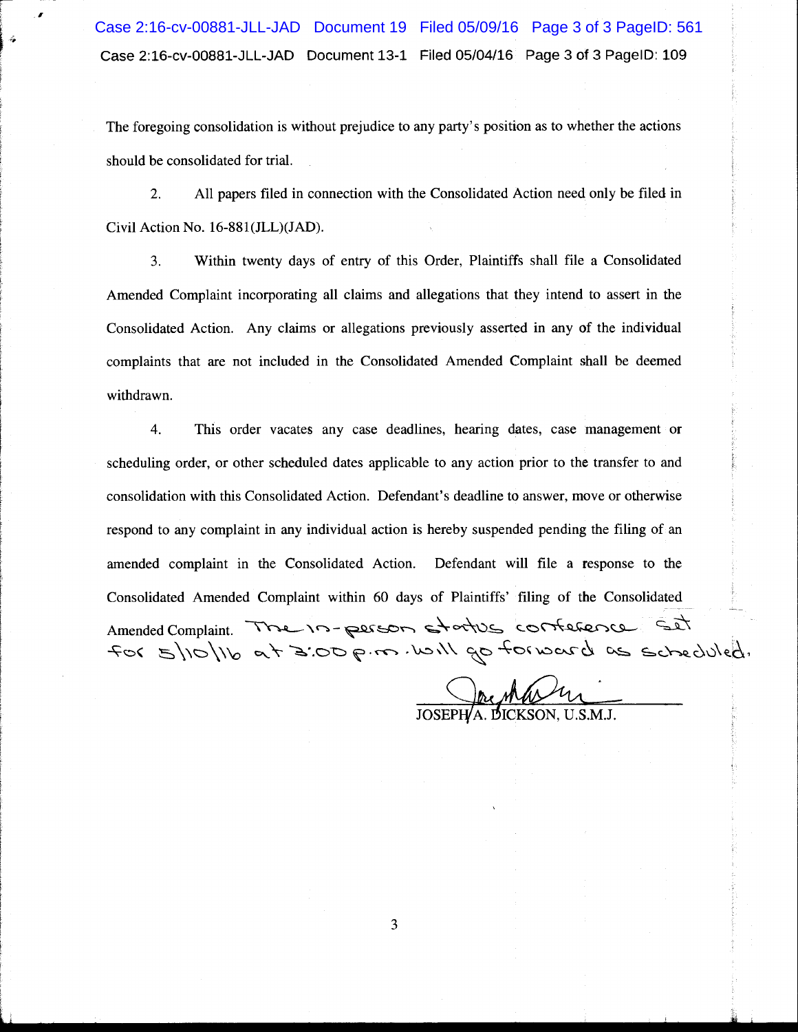The foregoing consolidation is without prejudice to any party's position as to whether the actions should be consolidated for trial.

2. All papers filed in connection with the Consolidated Action need only be filed in Civil Action No. 16-881(JLL)(JAD).

3. Within twenty days of entry of this Order, Plaintiffs shall file a Consolidated Amended Complaint incorporating all claims and allegations that they intend to assert in the Consolidated Action. Any claims or allegations previously asserted in any of the individual complaints that are not included in the Consolidated Amended Complaint shall be deemed withdrawn.

4. This order vacates any case deadlines, hearing dates, case management or scheduling order, or other scheduled dates applicable to any action prior to the transfer to and consolidation with this Consolidated Action. Defendant's deadline to answer, move or otherwise respond to any complaint in any individual action is hereby suspended pending the filing of an amended complaint in the Consolidated Action. Defendant will file a response to the Consolidated Amended Complaint within 60 days of Plaintiffs' filing of the Consolidated Amended Complaint. The in-person status conference set for 5/10/16 at 3:00 p.m. will go forward as scheduled.

JOSEPH A. DICKSON, U.S.M.J.